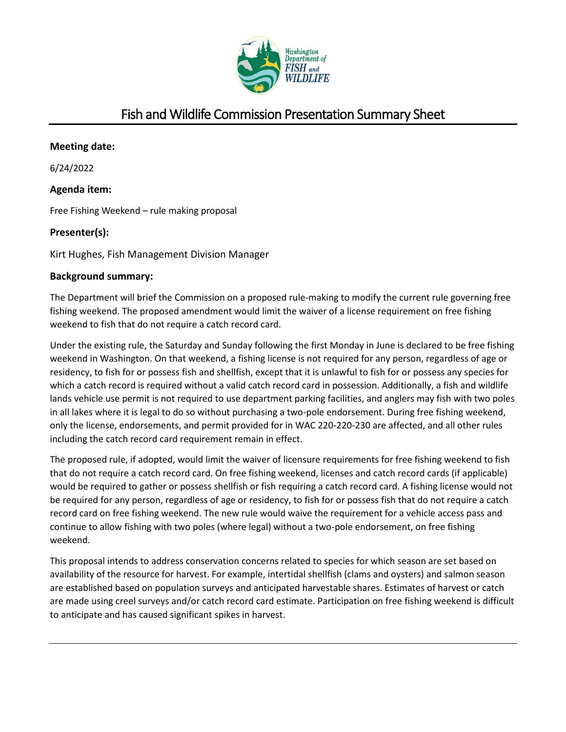# Fish and Wildlife Commission Presentation Summary Sheet

**Meeting date:**

6/24/2022

**Agenda item:**

Free Fishing Weekend – rule making proposal

**Presenter(s):**

Kirt Hughes, Fish Management Division Manager

**Background summary:**

The Department will brief the Commission on a proposed rule-making to modify the current rule governing free fishing weekend. The proposed amendment would limit the waiver of a license requirement on free fishing weekend to fish that do not require a catch record card.

Under the existing rule, the Saturday and Sunday following the first Monday in June is declared to be free fishing weekend in Washington. On that weekend, a fishing license is not required for any person, regardless of age or residency, to fish for or possess fish and shellfish, except that it is unlawful to fish for or possess any species for which a catch record is required without a valid catch record card in possession. Additionally, a fish and wildlife lands vehicle use permit is not required to use department parking facilities, and anglers may fish with two poles in all lakes where it is legal to do so without purchasing a two-pole endorsement. During free fishing weekend, only the license, endorsements, and permit provided for in WAC 220-220-230 are affected, and all other rules including the catch record card requirement remain in effect.

The proposed rule, if adopted, would limit the waiver of licensure requirements for free fishing weekend to fish that do not require a catch record card. On free fishing weekend, licenses and catch record cards (if applicable) would be required to gather or possess shellfish or fish requiring a catch record card. A fishing license would not be required for any person, regardless of age or residency, to fish for or possess fish that do not require a catch record card on free fishing weekend. The new rule would waive the requirement for a vehicle access pass and continue to allow fishing with two poles (where legal) without a two-pole endorsement, on free fishing weekend.

This proposal intends to address conservation concerns related to species for which season are set based on availability of the resource for harvest. For example, intertidal shellfish (clams and oysters) and salmon season are established based on population surveys and anticipated harvestable shares. Estimates of harvest or catch are made using creel surveys and/or catch record card estimate. Participation on free fishing weekend is difficult to anticipate and has caused significant spikes in harvest.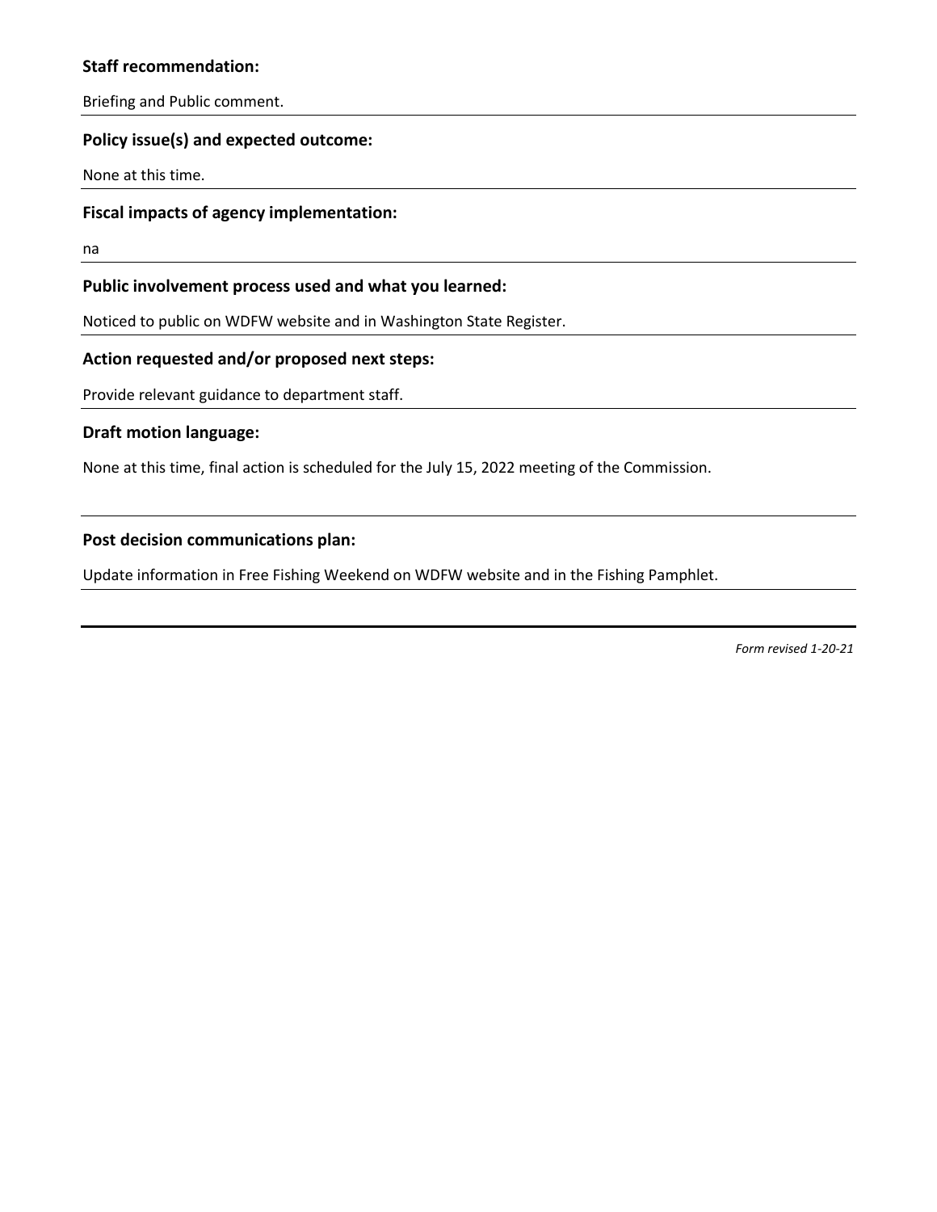**Staff recommendation:**

Briefing and Public comment.

**Policy issue(s) and expected outcome:**

None at this time.

**Fiscal impacts of agency implementation:**

na

**Public involvement process used and what you learned:**

Noticed to public on WDFW website and in Washington State Register.

**Action requested and/or proposed next steps:**

Provide relevant guidance to department staff.

**Draft motion language:**

None at this time, final action is scheduled for the July 15, 2022 meeting of the Commission.

**Post decision communications plan:**

Update information in Free Fishing Weekend on WDFW website and in the Fishing Pamphlet.

*Form revised 1-20-21*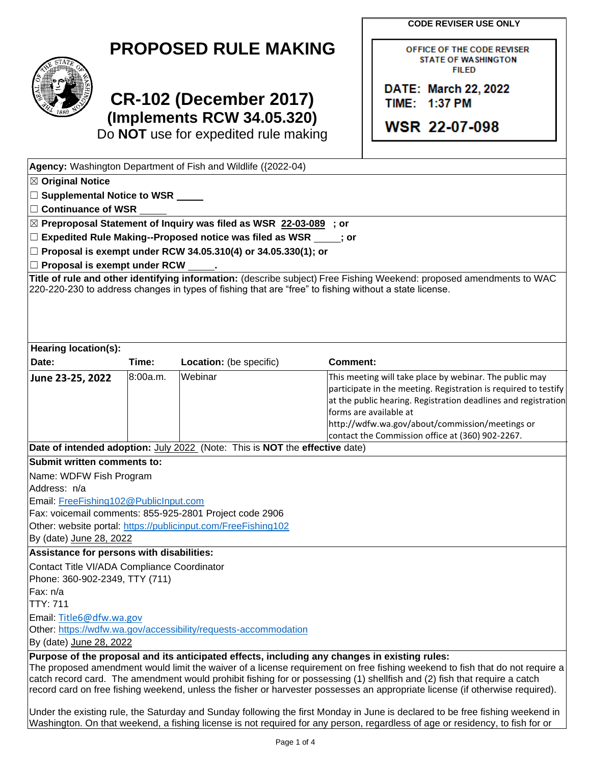# PROPOSED RULE MAKING

# CR-102 (December 2017)
## (Implements RCW 34.05.320)
Do **NOT** use for expedited rule making

**CODE REVISER USE ONLY**

OFFICE OF THE CODE REVISER
STATE OF WASHINGTON
FILED

**DATE: March 22, 2022**
**TIME: 1:37 PM**

**WSR 22-07-098**

**Agency:** Washington Department of Fish and Wildlife ({2022-04)

☒ **Original Notice**

☐ **Supplemental Notice to WSR** _____

☐ **Continuance of WSR** _____

☒ **Preproposal Statement of Inquiry was filed as WSR** 22-03-089 **; or**

☐ **Expedited Rule Making--Proposed notice was filed as WSR** _____**; or**

☐ **Proposal is exempt under RCW 34.05.310(4) or 34.05.330(1); or**

☐ **Proposal is exempt under RCW** _____**.**

**Title of rule and other identifying information:** (describe subject) Free Fishing Weekend: proposed amendments to WAC 220-220-230 to address changes in types of fishing that are “free” to fishing without a state license.

**Hearing location(s):**

| Date: | Time: | Location: (be specific) | Comment: |
|---|---|---|---|
| **June 23-25, 2022** | 8:00a.m. | Webinar | This meeting will take place by webinar. The public may participate in the meeting. Registration is required to testify at the public hearing. Registration deadlines and registration forms are available at http://wdfw.wa.gov/about/commission/meetings or contact the Commission office at (360) 902-2267. |

**Date of intended adoption:** July 2022 (Note: This is **NOT** the **effective** date)

**Submit written comments to:**

Name: WDFW Fish Program

Address: n/a

Email: FreeFishing102@PublicInput.com

Fax: voicemail comments: 855-925-2801 Project code 2906

Other: website portal: https://publicinput.com/FreeFishing102

By (date) June 28, 2022

**Assistance for persons with disabilities:**

Contact Title VI/ADA Compliance Coordinator

Phone: 360-902-2349, TTY (711)

Fax: n/a

TTY: 711

Email: Title6@dfw.wa.gov

Other: https://wdfw.wa.gov/accessibility/requests-accommodation

By (date) June 28, 2022

**Purpose of the proposal and its anticipated effects, including any changes in existing rules:**
The proposed amendment would limit the waiver of a license requirement on free fishing weekend to fish that do not require a catch record card. The amendment would prohibit fishing for or possessing (1) shellfish and (2) fish that require a catch record card on free fishing weekend, unless the fisher or harvester possesses an appropriate license (if otherwise required).

Under the existing rule, the Saturday and Sunday following the first Monday in June is declared to be free fishing weekend in Washington. On that weekend, a fishing license is not required for any person, regardless of age or residency, to fish for or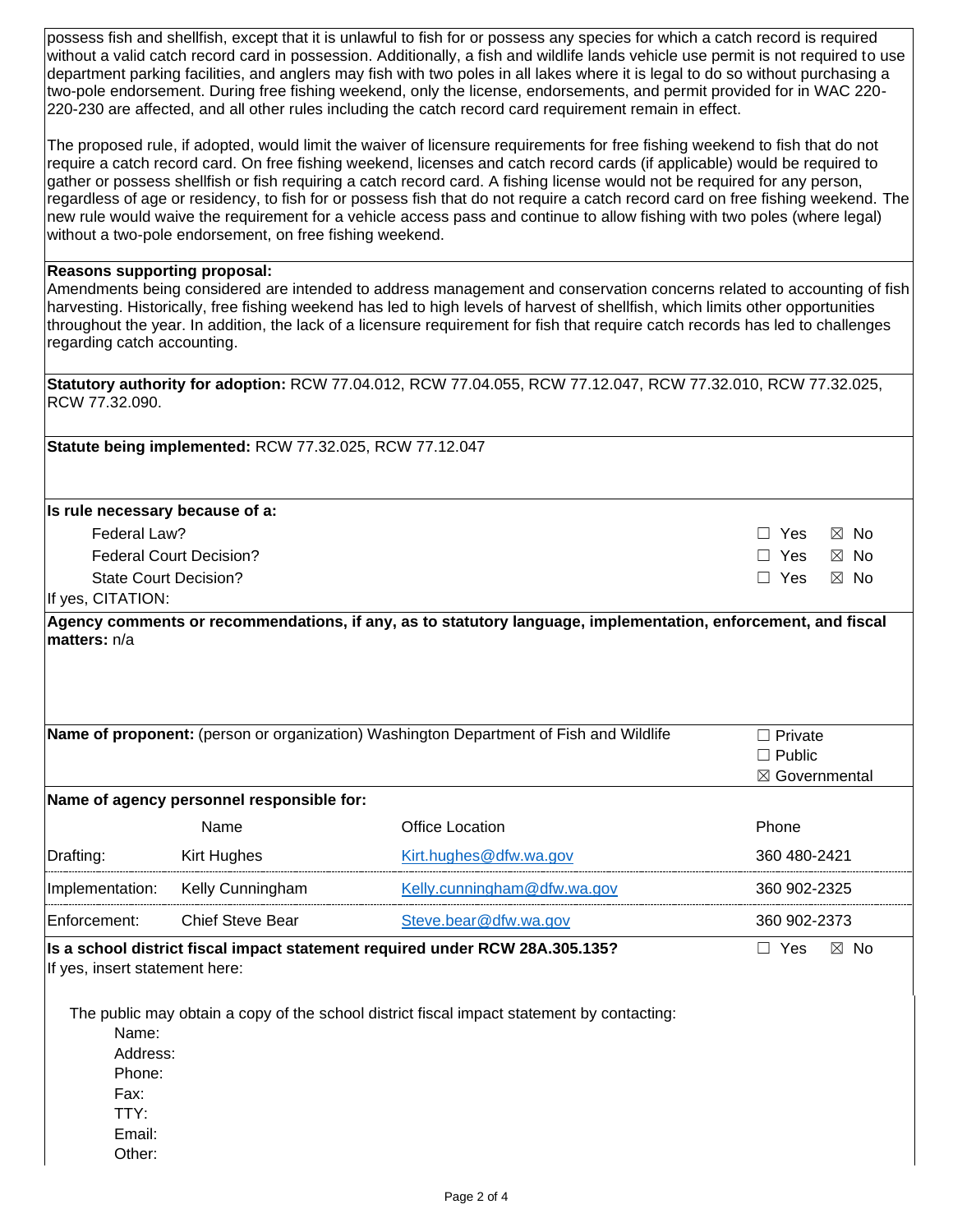possess fish and shellfish, except that it is unlawful to fish for or possess any species for which a catch record is required without a valid catch record card in possession. Additionally, a fish and wildlife lands vehicle use permit is not required to use department parking facilities, and anglers may fish with two poles in all lakes where it is legal to do so without purchasing a two-pole endorsement. During free fishing weekend, only the license, endorsements, and permit provided for in WAC 220-220-230 are affected, and all other rules including the catch record card requirement remain in effect.

The proposed rule, if adopted, would limit the waiver of licensure requirements for free fishing weekend to fish that do not require a catch record card. On free fishing weekend, licenses and catch record cards (if applicable) would be required to gather or possess shellfish or fish requiring a catch record card. A fishing license would not be required for any person, regardless of age or residency, to fish for or possess fish that do not require a catch record card on free fishing weekend. The new rule would waive the requirement for a vehicle access pass and continue to allow fishing with two poles (where legal) without a two-pole endorsement, on free fishing weekend.

**Reasons supporting proposal:**
Amendments being considered are intended to address management and conservation concerns related to accounting of fish harvesting. Historically, free fishing weekend has led to high levels of harvest of shellfish, which limits other opportunities throughout the year. In addition, the lack of a licensure requirement for fish that require catch records has led to challenges regarding catch accounting.

**Statutory authority for adoption:** RCW 77.04.012, RCW 77.04.055, RCW 77.12.047, RCW 77.32.010, RCW 77.32.025, RCW 77.32.090.

**Statute being implemented:** RCW 77.32.025, RCW 77.12.047

**Is rule necessary because of a:**

| | |
|---|---|
| Federal Law? | ☐ Yes ☒ No |
| Federal Court Decision? | ☐ Yes ☒ No |
| State Court Decision? | ☐ Yes ☒ No |

If yes, CITATION:

**Agency comments or recommendations, if any, as to statutory language, implementation, enforcement, and fiscal matters:** n/a

**Name of proponent:** (person or organization) Washington Department of Fish and Wildlife

☐ Private
☐ Public
☒ Governmental

**Name of agency personnel responsible for:**

| | Name | Office Location | Phone |
|---|---|---|---|
| Drafting: | Kirt Hughes | Kirt.hughes@dfw.wa.gov | 360 480-2421 |
| Implementation: | Kelly Cunningham | Kelly.cunningham@dfw.wa.gov | 360 902-2325 |
| Enforcement: | Chief Steve Bear | Steve.bear@dfw.wa.gov | 360 902-2373 |

**Is a school district fiscal impact statement required under RCW 28A.305.135?** ☐ Yes ☒ No

If yes, insert statement here:

The public may obtain a copy of the school district fiscal impact statement by contacting:
- Name:
- Address:
- Phone:
- Fax:
- TTY:
- Email:
- Other: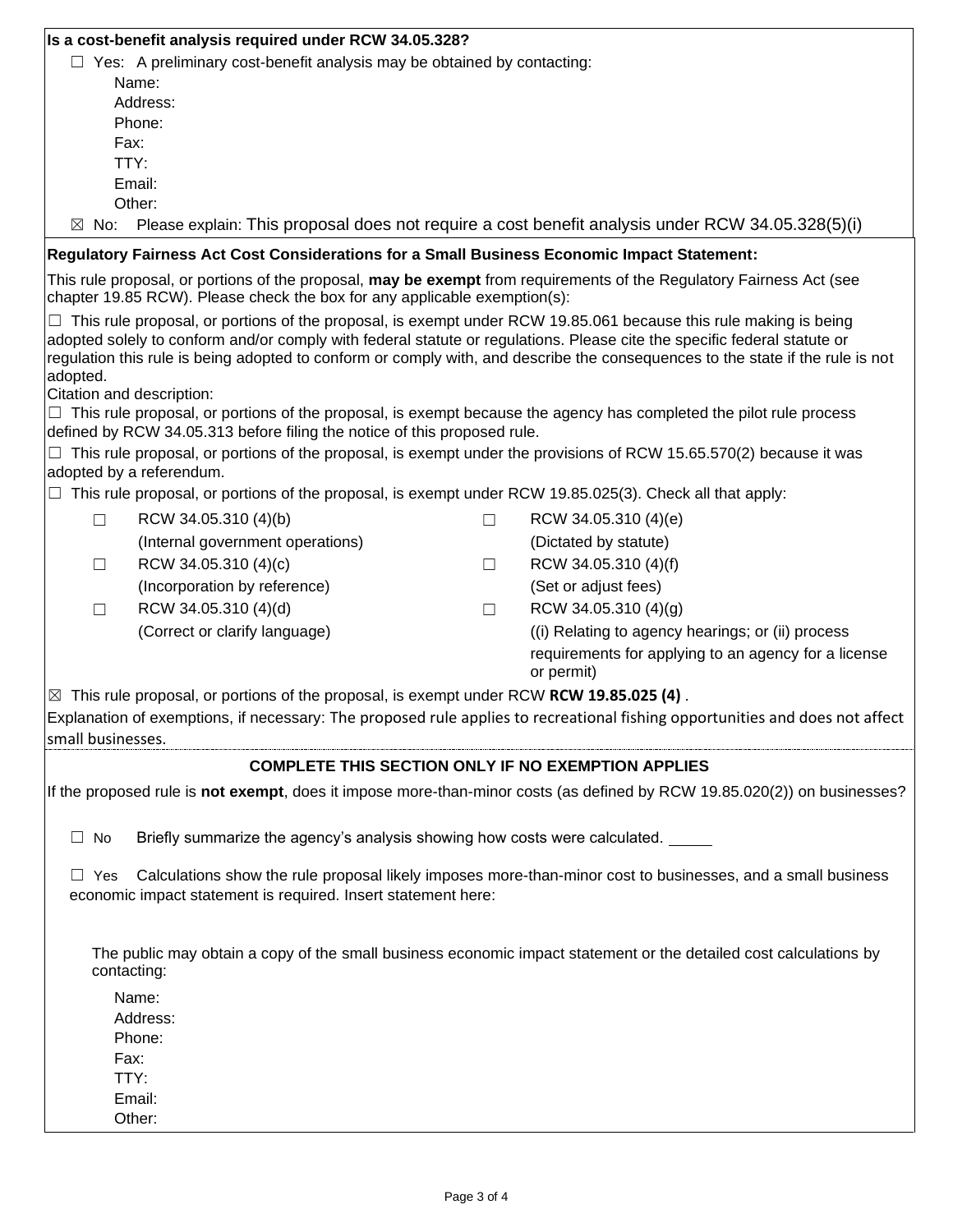**Is a cost-benefit analysis required under RCW 34.05.328?**

☐ Yes: A preliminary cost-benefit analysis may be obtained by contacting:

Name:
Address:
Phone:
Fax:
TTY:
Email:
Other:

☒ No: Please explain: This proposal does not require a cost benefit analysis under RCW 34.05.328(5)(i)

**Regulatory Fairness Act Cost Considerations for a Small Business Economic Impact Statement:**

This rule proposal, or portions of the proposal, **may be exempt** from requirements of the Regulatory Fairness Act (see chapter 19.85 RCW). Please check the box for any applicable exemption(s):

☐ This rule proposal, or portions of the proposal, is exempt under RCW 19.85.061 because this rule making is being adopted solely to conform and/or comply with federal statute or regulations. Please cite the specific federal statute or regulation this rule is being adopted to conform or comply with, and describe the consequences to the state if the rule is not adopted.

Citation and description:

☐ This rule proposal, or portions of the proposal, is exempt because the agency has completed the pilot rule process defined by RCW 34.05.313 before filing the notice of this proposed rule.

☐ This rule proposal, or portions of the proposal, is exempt under the provisions of RCW 15.65.570(2) because it was adopted by a referendum.

☐ This rule proposal, or portions of the proposal, is exempt under RCW 19.85.025(3). Check all that apply:

| | | | |
|---|---|---|---|
| ☐ | RCW 34.05.310 (4)(b) (Internal government operations) | ☐ | RCW 34.05.310 (4)(e) (Dictated by statute) |
| ☐ | RCW 34.05.310 (4)(c) (Incorporation by reference) | ☐ | RCW 34.05.310 (4)(f) (Set or adjust fees) |
| ☐ | RCW 34.05.310 (4)(d) (Correct or clarify language) | ☐ | RCW 34.05.310 (4)(g) ((i) Relating to agency hearings; or (ii) process requirements for applying to an agency for a license or permit) |

☒ This rule proposal, or portions of the proposal, is exempt under RCW **RCW 19.85.025 (4)** .

Explanation of exemptions, if necessary: The proposed rule applies to recreational fishing opportunities and does not affect small businesses.

**COMPLETE THIS SECTION ONLY IF NO EXEMPTION APPLIES**

If the proposed rule is **not exempt**, does it impose more-than-minor costs (as defined by RCW 19.85.020(2)) on businesses?

☐ No Briefly summarize the agency's analysis showing how costs were calculated. _____

☐ Yes Calculations show the rule proposal likely imposes more-than-minor cost to businesses, and a small business economic impact statement is required. Insert statement here:

The public may obtain a copy of the small business economic impact statement or the detailed cost calculations by contacting:

Name:
Address:
Phone:
Fax:
TTY:
Email:
Other: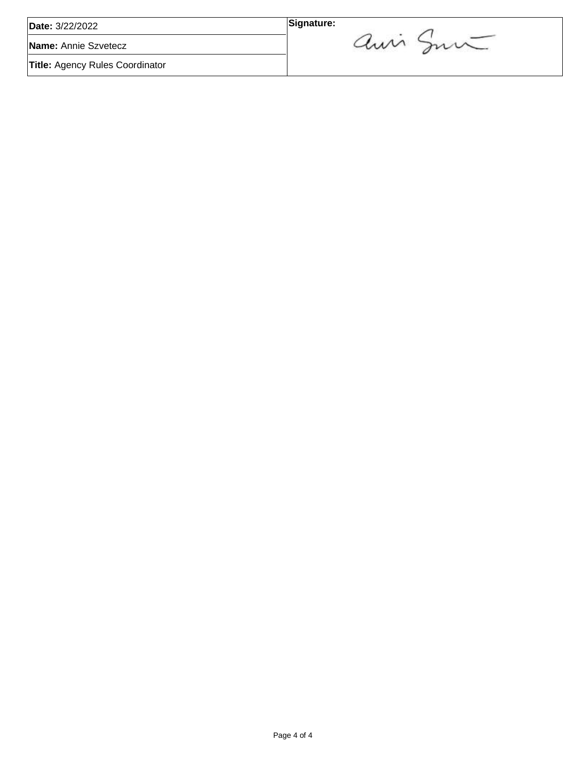| **Date:** 3/22/2022 | **Signature:** |
| --- | --- |
| **Name:** Annie Szvetecz | |
| **Title:** Agency Rules Coordinator | |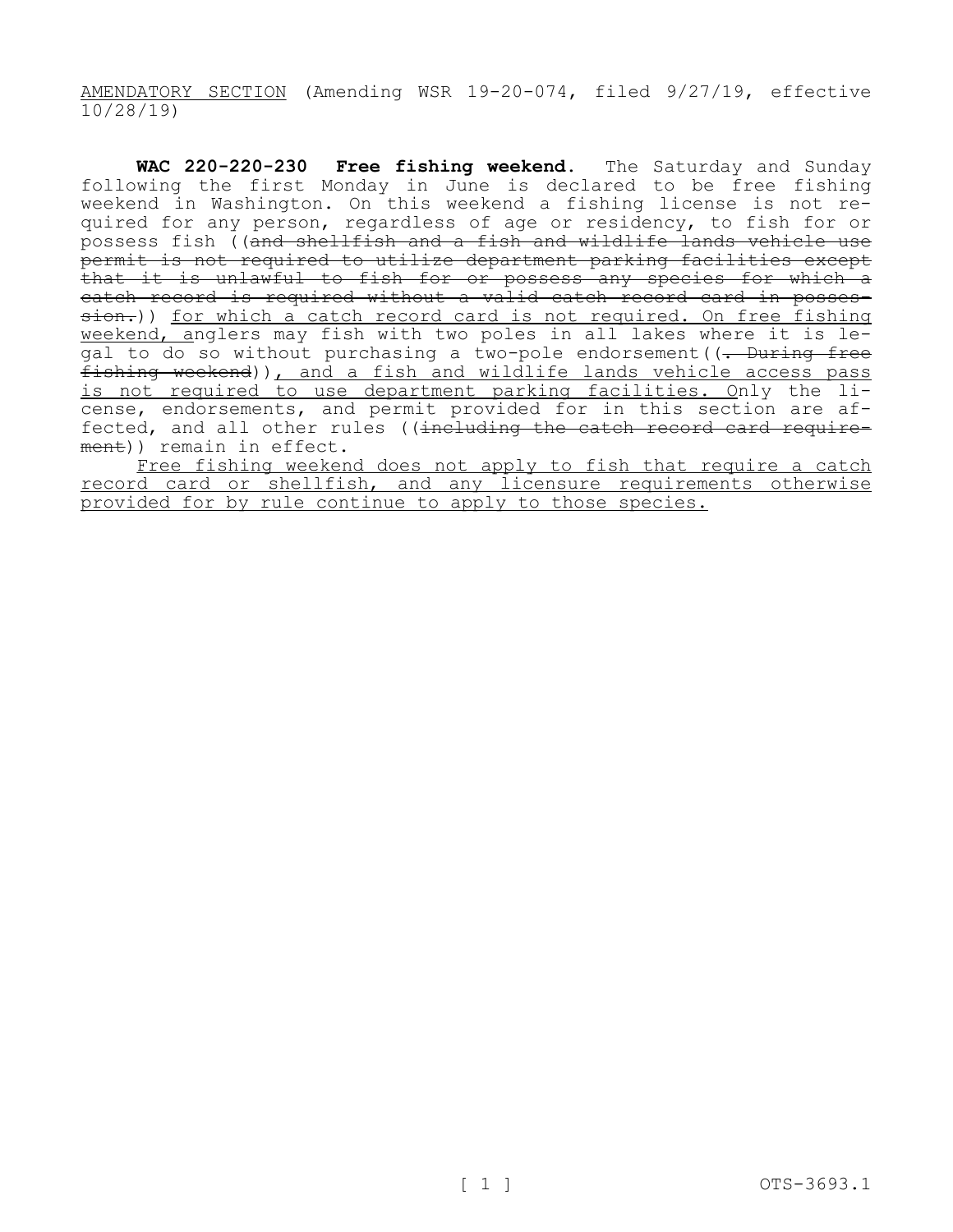<u>AMENDATORY SECTION</u> (Amending WSR 19-20-074, filed 9/27/19, effective 10/28/19)

**WAC 220-220-230 Free fishing weekend.** The Saturday and Sunday following the first Monday in June is declared to be free fishing weekend in Washington. On this weekend a fishing license is not required for any person, regardless of age or residency, to fish for or possess fish ((~~and shellfish and a fish and wildlife lands vehicle use permit is not required to utilize department parking facilities except that it is unlawful to fish for or possess any species for which a catch record is required without a valid catch record card in possession.~~)) <u>for which a catch record card is not required. On free fishing weekend, a</u>nglers may fish with two poles in all lakes where it is legal to do so without purchasing a two-pole endorsement((~~. During free fishing weekend~~))<u>, and a fish and wildlife lands vehicle access pass is not required to use department parking facilities. O</u>nly the license, endorsements, and permit provided for in this section are affected, and all other rules ((~~including the catch record card requirement~~)) remain in effect.

<u>Free fishing weekend does not apply to fish that require a catch record card or shellfish, and any licensure requirements otherwise provided for by rule continue to apply to those species.</u>